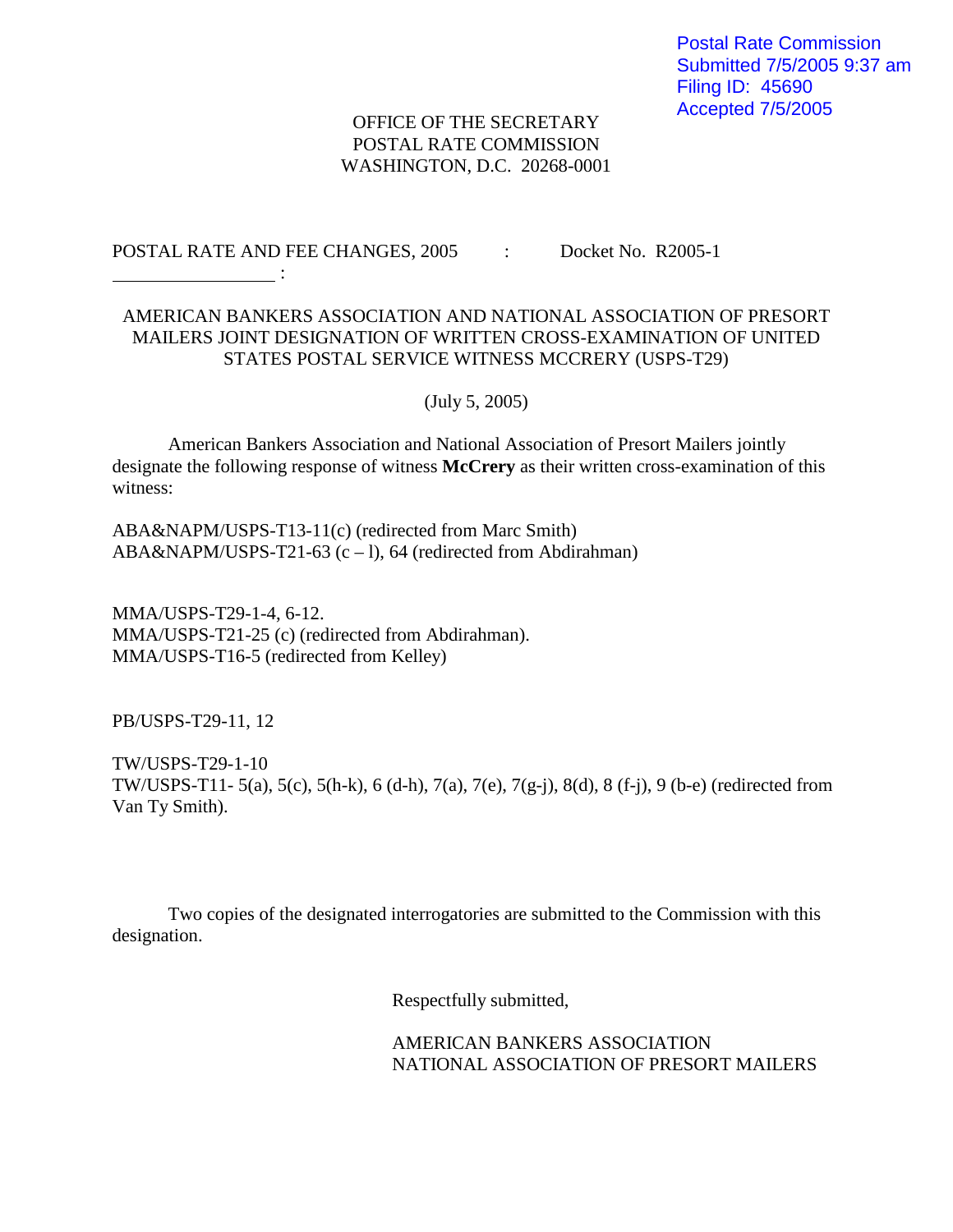Postal Rate Commission
Submitted 7/5/2005 9:37 am
Filing ID: 45690
Accepted 7/5/2005

OFFICE OF THE SECRETARY
POSTAL RATE COMMISSION
WASHINGTON, D.C. 20268-0001

POSTAL RATE AND FEE CHANGES, 2005 : Docket No. R2005-1
:

AMERICAN BANKERS ASSOCIATION AND NATIONAL ASSOCIATION OF PRESORT MAILERS JOINT DESIGNATION OF WRITTEN CROSS-EXAMINATION OF UNITED STATES POSTAL SERVICE WITNESS MCCRERY (USPS-T29)

(July 5, 2005)

American Bankers Association and National Association of Presort Mailers jointly designate the following response of witness **McCrery** as their written cross-examination of this witness:

ABA&NAPM/USPS-T13-11(c) (redirected from Marc Smith)
ABA&NAPM/USPS-T21-63 (c – l), 64 (redirected from Abdirahman)

MMA/USPS-T29-1-4, 6-12.
MMA/USPS-T21-25 (c) (redirected from Abdirahman).
MMA/USPS-T16-5 (redirected from Kelley)

PB/USPS-T29-11, 12

TW/USPS-T29-1-10
TW/USPS-T11- 5(a), 5(c), 5(h-k), 6 (d-h), 7(a), 7(e), 7(g-j), 8(d), 8 (f-j), 9 (b-e) (redirected from Van Ty Smith).

Two copies of the designated interrogatories are submitted to the Commission with this designation.

Respectfully submitted,

AMERICAN BANKERS ASSOCIATION
NATIONAL ASSOCIATION OF PRESORT MAILERS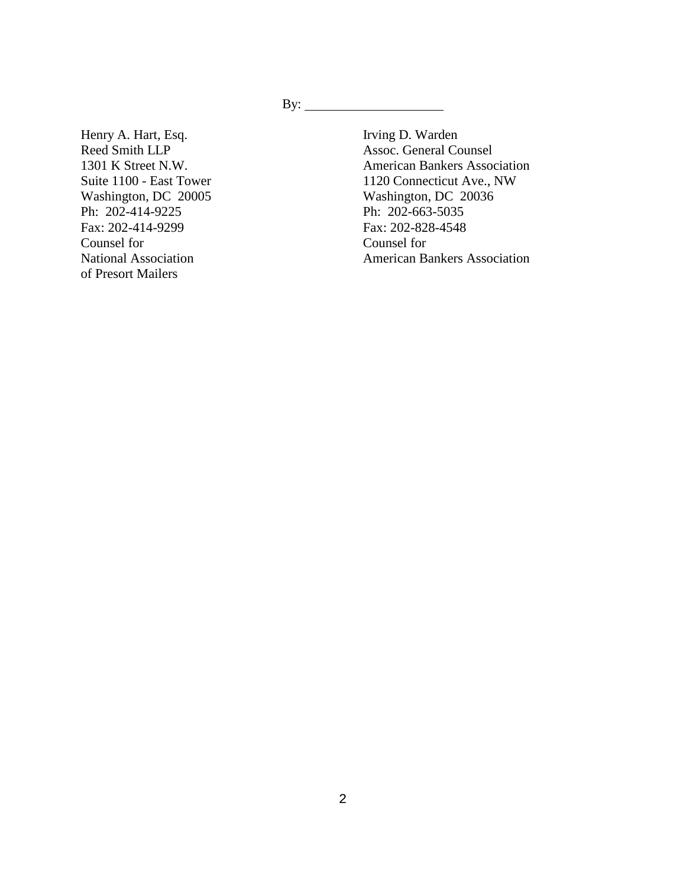By: ____________________

Henry A. Hart, Esq.
Reed Smith LLP
1301 K Street N.W.
Suite 1100 - East Tower
Washington, DC 20005
Ph: 202-414-9225
Fax: 202-414-9299
Counsel for
National Association
of Presort Mailers

Irving D. Warden
Assoc. General Counsel
American Bankers Association
1120 Connecticut Ave., NW
Washington, DC 20036
Ph: 202-663-5035
Fax: 202-828-4548
Counsel for
American Bankers Association